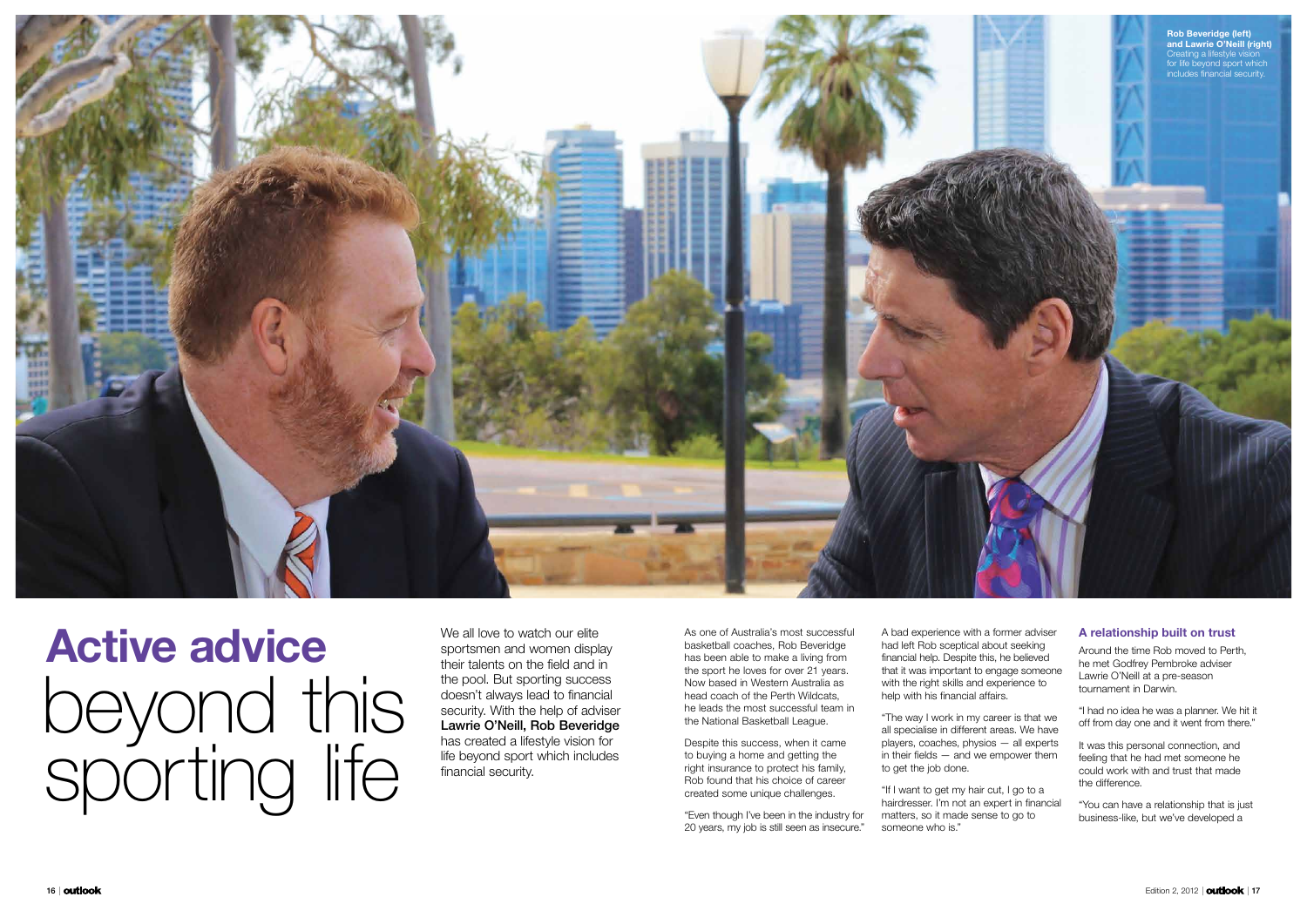Rob Beveridge (left) and Lawrie O'Neill (right) Creating a lifestyle vision for life beyond sport which includes financial security.

# Active advice beyond this sporting life

We all love to watch our elite sportsmen and women display their talents on the field and in the pool. But sporting success doesn't always lead to financial security. With the help of adviser **Lawrie O'Neill, Rob Beveridge** has created a lifestyle vision for life beyond sport which includes financial security.

As one of Australia's most successful basketball coaches, Rob Beveridge has been able to make a living from the sport he loves for over 21 years. Now based in Western Australia as head coach of the Perth Wildcats, he leads the most successful team in the National Basketball League.

Despite this success, when it came to buying a home and getting the right insurance to protect his family, Rob found that his choice of career created some unique challenges.

"Even though I've been in the industry for 20 years, my job is still seen as insecure."

A bad experience with a former adviser had left Rob sceptical about seeking financial help. Despite this, he believed that it was important to engage someone with the right skills and experience to help with his financial affairs.

"The way I work in my career is that we all specialise in different areas. We have players, coaches, physios — all experts in their fields — and we empower them to get the job done.

"If I want to get my hair cut, I go to a hairdresser. I'm not an expert in financial matters, so it made sense to go to someone who is."

## A relationship built on trust

Around the time Rob moved to Perth, he met Godfrey Pembroke adviser Lawrie O'Neill at a pre-season tournament in Darwin.

"I had no idea he was a planner. We hit it off from day one and it went from there."

It was this personal connection, and feeling that he had met someone he could work with and trust that made the difference.

"You can have a relationship that is just business-like, but we've developed a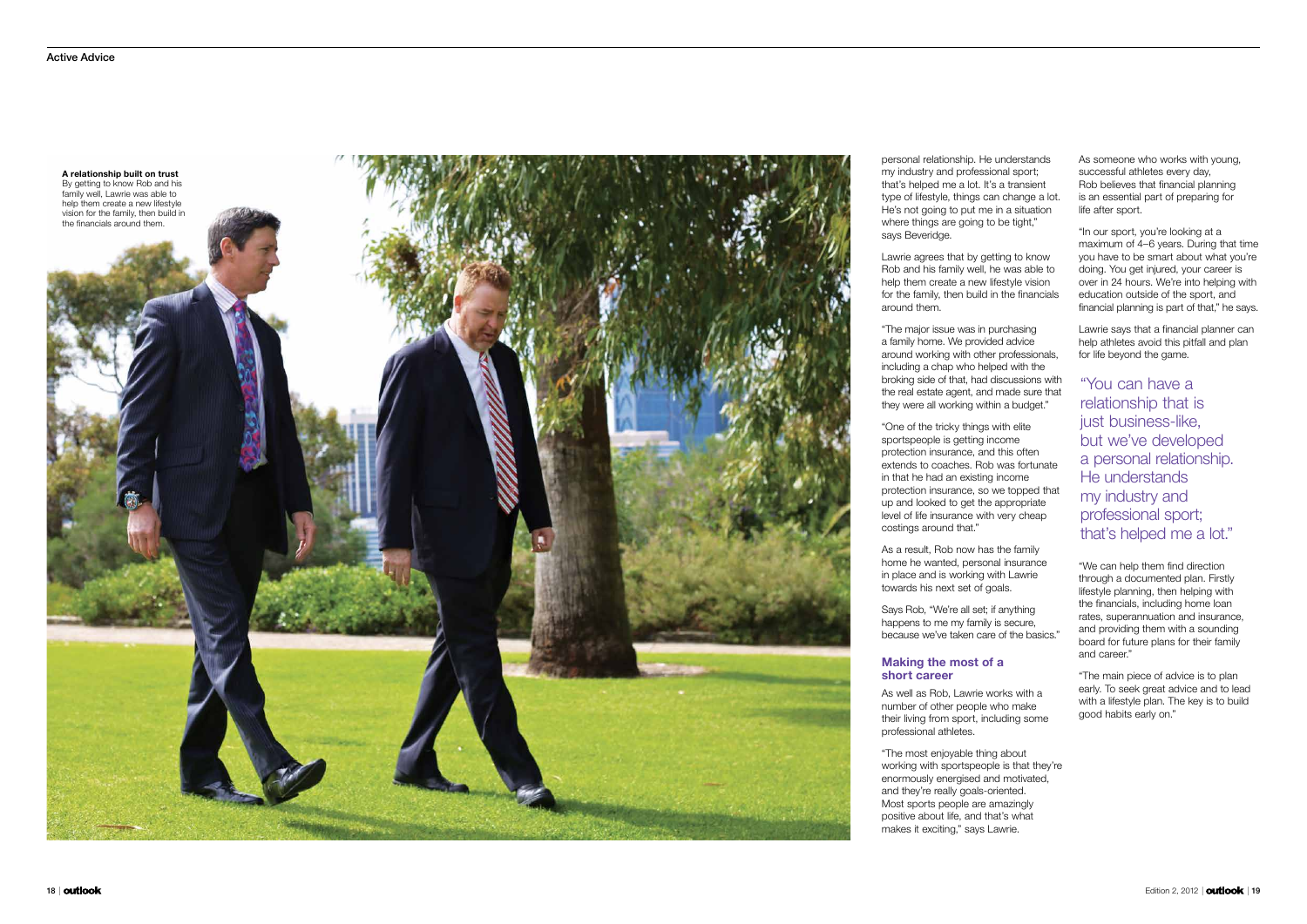**A relationship built on trust**
By getting to know Rob and his family well, Lawrie was able to help them create a new lifestyle vision for the family, then build in the financials around them.

personal relationship. He understands my industry and professional sport; that's helped me a lot. It's a transient type of lifestyle, things can change a lot. He's not going to put me in a situation where things are going to be tight," says Beveridge.

Lawrie agrees that by getting to know Rob and his family well, he was able to help them create a new lifestyle vision for the family, then build in the financials around them.

"The major issue was in purchasing a family home. We provided advice around working with other professionals, including a chap who helped with the broking side of that, had discussions with the real estate agent, and made sure that they were all working within a budget."

"One of the tricky things with elite sportspeople is getting income protection insurance, and this often extends to coaches. Rob was fortunate in that he had an existing income protection insurance, so we topped that up and looked to get the appropriate level of life insurance with very cheap costings around that."

As a result, Rob now has the family home he wanted, personal insurance in place and is working with Lawrie towards his next set of goals.

Says Rob, "We're all set; if anything happens to me my family is secure, because we've taken care of the basics."

## Making the most of a short career

As well as Rob, Lawrie works with a number of other people who make their living from sport, including some professional athletes.

"The most enjoyable thing about working with sportspeople is that they're enormously energised and motivated, and they're really goals-oriented. Most sports people are amazingly positive about life, and that's what makes it exciting," says Lawrie.

As someone who works with young, successful athletes every day, Rob believes that financial planning is an essential part of preparing for life after sport.

"In our sport, you're looking at a maximum of 4–6 years. During that time you have to be smart about what you're doing. You get injured, your career is over in 24 hours. We're into helping with education outside of the sport, and financial planning is part of that," he says.

Lawrie says that a financial planner can help athletes avoid this pitfall and plan for life beyond the game.

> "You can have a relationship that is just business-like, but we've developed a personal relationship. He understands my industry and professional sport; that's helped me a lot."

"We can help them find direction through a documented plan. Firstly lifestyle planning, then helping with the financials, including home loan rates, superannuation and insurance, and providing them with a sounding board for future plans for their family and career."

"The main piece of advice is to plan early. To seek great advice and to lead with a lifestyle plan. The key is to build good habits early on."